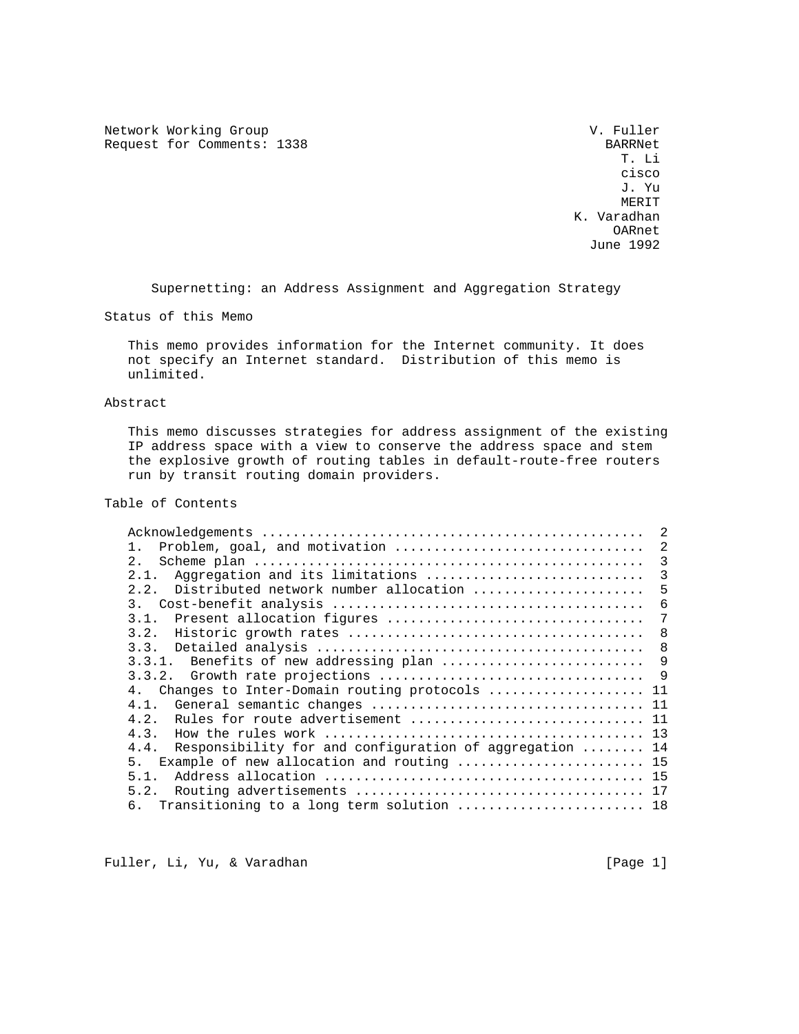Network Working Group — V. Fuller, BARRNet
Request for Comments: 1338 — T. Li, cisco
J. Yu, MERIT
K. Varadhan, OARnet
June 1992

# Supernetting: an Address Assignment and Aggregation Strategy

## Status of this Memo

This memo provides information for the Internet community. It does not specify an Internet standard. Distribution of this memo is unlimited.

## Abstract

This memo discusses strategies for address assignment of the existing IP address space with a view to conserve the address space and stem the explosive growth of routing tables in default-route-free routers run by transit routing domain providers.

## Table of Contents

```
Acknowledgements ...............................................  2
1.  Problem, goal, and motivation ..............................  2
2.  Scheme plan ................................................  3
2.1.  Aggregation and its limitations ..........................  3
2.2.  Distributed network number allocation ....................  5
3.  Cost-benefit analysis ......................................  6
3.1.  Present allocation figures ...............................  7
3.2.  Historic growth rates ....................................  8
3.3.  Detailed analysis ........................................  8
3.3.1.  Benefits of new addressing plan ........................  9
3.3.2.  Growth rate projections ................................  9
4.  Changes to Inter-Domain routing protocols ................... 11
4.1.  General semantic changes ................................. 11
4.2.  Rules for route advertisement ............................ 11
4.3.  How the rules work ....................................... 13
4.4.  Responsibility for and configuration of aggregation ...... 14
5.  Example of new allocation and routing ...................... 15
5.1.  Address allocation ....................................... 15
5.2.  Routing advertisements ................................... 17
6.  Transitioning to a long term solution ...................... 18
```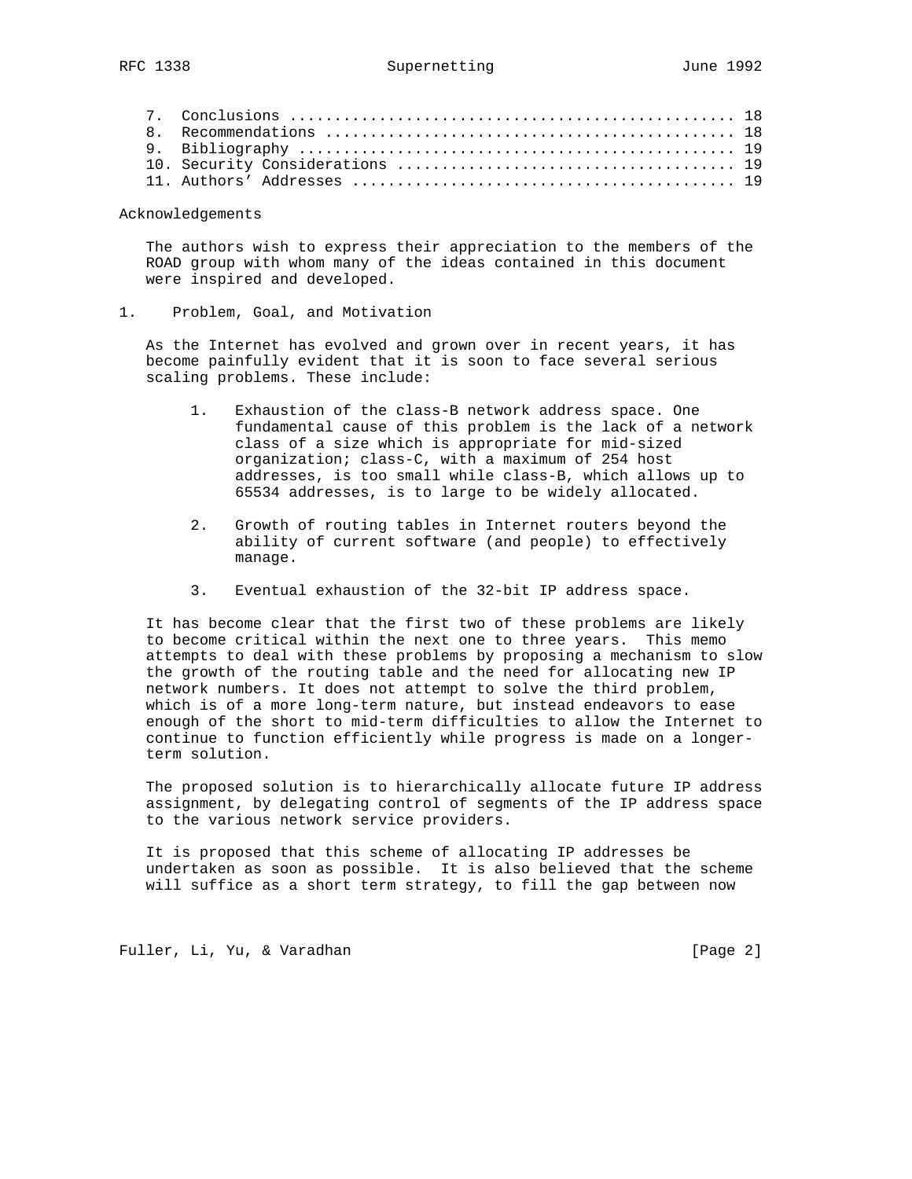7. Conclusions ................................................ 18
8. Recommendations ............................................ 18
9. Bibliography ............................................... 19
10. Security Considerations ................................... 19
11. Authors' Addresses ........................................ 19

## Acknowledgements

The authors wish to express their appreciation to the members of the ROAD group with whom many of the ideas contained in this document were inspired and developed.

## 1. Problem, Goal, and Motivation

As the Internet has evolved and grown over in recent years, it has become painfully evident that it is soon to face several serious scaling problems. These include:

1. Exhaustion of the class-B network address space. One fundamental cause of this problem is the lack of a network class of a size which is appropriate for mid-sized organization; class-C, with a maximum of 254 host addresses, is too small while class-B, which allows up to 65534 addresses, is to large to be widely allocated.

2. Growth of routing tables in Internet routers beyond the ability of current software (and people) to effectively manage.

3. Eventual exhaustion of the 32-bit IP address space.

It has become clear that the first two of these problems are likely to become critical within the next one to three years. This memo attempts to deal with these problems by proposing a mechanism to slow the growth of the routing table and the need for allocating new IP network numbers. It does not attempt to solve the third problem, which is of a more long-term nature, but instead endeavors to ease enough of the short to mid-term difficulties to allow the Internet to continue to function efficiently while progress is made on a longer-term solution.

The proposed solution is to hierarchically allocate future IP address assignment, by delegating control of segments of the IP address space to the various network service providers.

It is proposed that this scheme of allocating IP addresses be undertaken as soon as possible. It is also believed that the scheme will suffice as a short term strategy, to fill the gap between now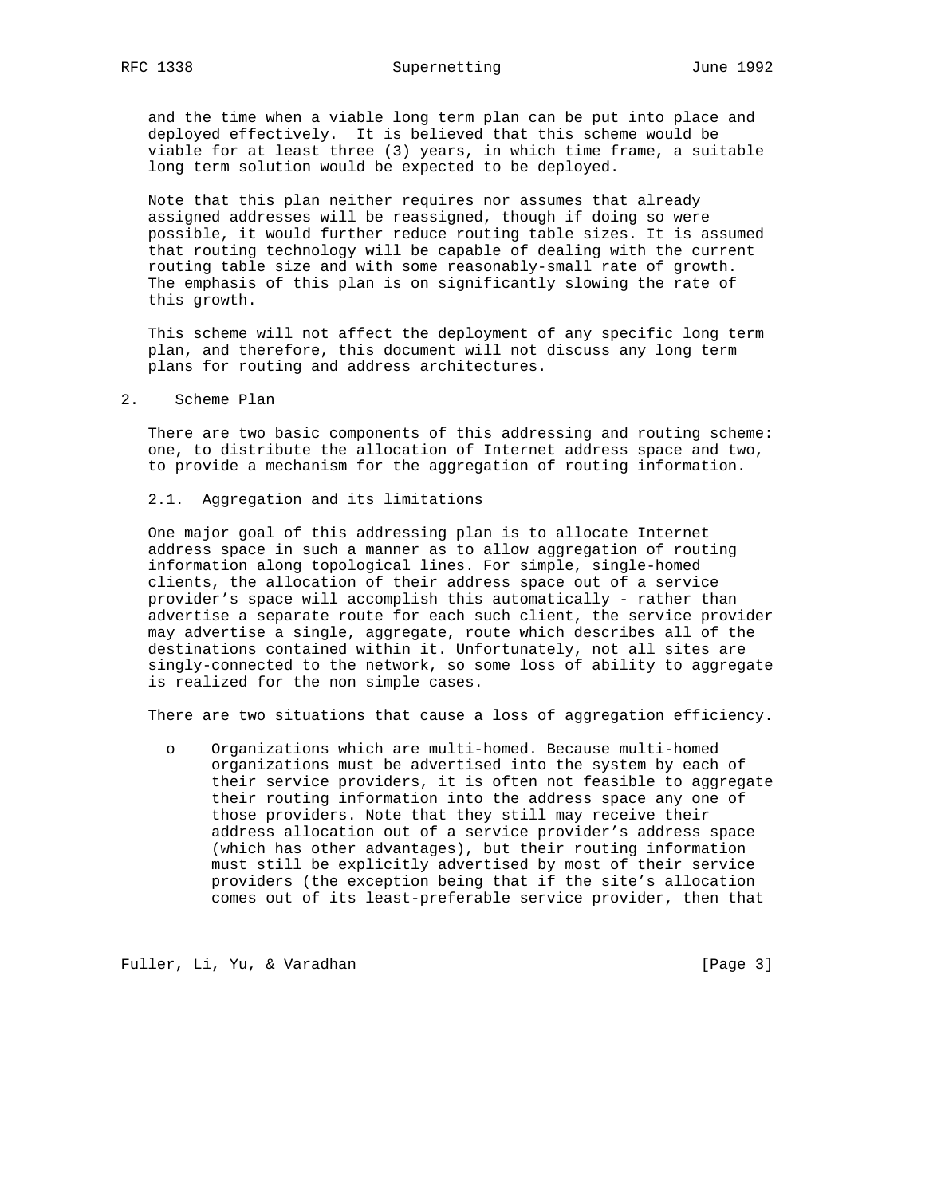and the time when a viable long term plan can be put into place and deployed effectively. It is believed that this scheme would be viable for at least three (3) years, in which time frame, a suitable long term solution would be expected to be deployed.

Note that this plan neither requires nor assumes that already assigned addresses will be reassigned, though if doing so were possible, it would further reduce routing table sizes. It is assumed that routing technology will be capable of dealing with the current routing table size and with some reasonably-small rate of growth. The emphasis of this plan is on significantly slowing the rate of this growth.

This scheme will not affect the deployment of any specific long term plan, and therefore, this document will not discuss any long term plans for routing and address architectures.

## 2. Scheme Plan

There are two basic components of this addressing and routing scheme: one, to distribute the allocation of Internet address space and two, to provide a mechanism for the aggregation of routing information.

### 2.1. Aggregation and its limitations

One major goal of this addressing plan is to allocate Internet address space in such a manner as to allow aggregation of routing information along topological lines. For simple, single-homed clients, the allocation of their address space out of a service provider's space will accomplish this automatically - rather than advertise a separate route for each such client, the service provider may advertise a single, aggregate, route which describes all of the destinations contained within it. Unfortunately, not all sites are singly-connected to the network, so some loss of ability to aggregate is realized for the non simple cases.

There are two situations that cause a loss of aggregation efficiency.

- Organizations which are multi-homed. Because multi-homed organizations must be advertised into the system by each of their service providers, it is often not feasible to aggregate their routing information into the address space any one of those providers. Note that they still may receive their address allocation out of a service provider's address space (which has other advantages), but their routing information must still be explicitly advertised by most of their service providers (the exception being that if the site's allocation comes out of its least-preferable service provider, then that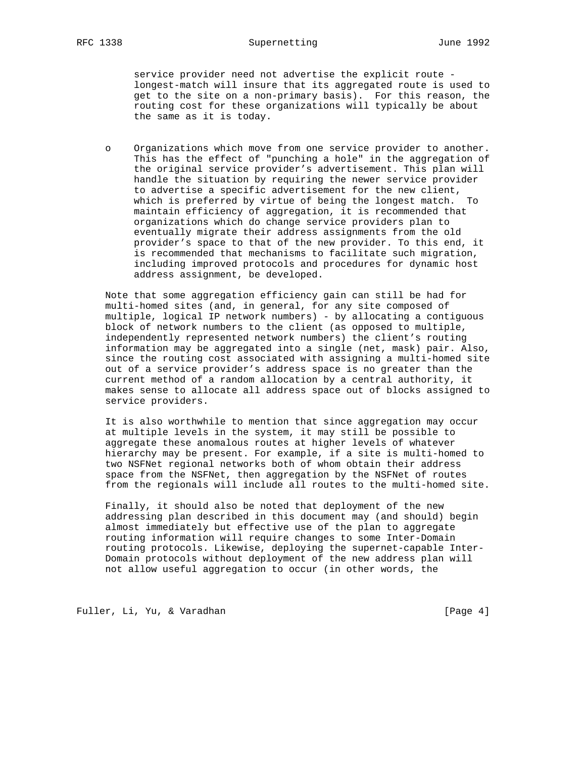service provider need not advertise the explicit route - longest-match will insure that its aggregated route is used to get to the site on a non-primary basis). For this reason, the routing cost for these organizations will typically be about the same as it is today.

- Organizations which move from one service provider to another. This has the effect of "punching a hole" in the aggregation of the original service provider's advertisement. This plan will handle the situation by requiring the newer service provider to advertise a specific advertisement for the new client, which is preferred by virtue of being the longest match. To maintain efficiency of aggregation, it is recommended that organizations which do change service providers plan to eventually migrate their address assignments from the old provider's space to that of the new provider. To this end, it is recommended that mechanisms to facilitate such migration, including improved protocols and procedures for dynamic host address assignment, be developed.

Note that some aggregation efficiency gain can still be had for multi-homed sites (and, in general, for any site composed of multiple, logical IP network numbers) - by allocating a contiguous block of network numbers to the client (as opposed to multiple, independently represented network numbers) the client's routing information may be aggregated into a single (net, mask) pair. Also, since the routing cost associated with assigning a multi-homed site out of a service provider's address space is no greater than the current method of a random allocation by a central authority, it makes sense to allocate all address space out of blocks assigned to service providers.

It is also worthwhile to mention that since aggregation may occur at multiple levels in the system, it may still be possible to aggregate these anomalous routes at higher levels of whatever hierarchy may be present. For example, if a site is multi-homed to two NSFNet regional networks both of whom obtain their address space from the NSFNet, then aggregation by the NSFNet of routes from the regionals will include all routes to the multi-homed site.

Finally, it should also be noted that deployment of the new addressing plan described in this document may (and should) begin almost immediately but effective use of the plan to aggregate routing information will require changes to some Inter-Domain routing protocols. Likewise, deploying the supernet-capable Inter-Domain protocols without deployment of the new address plan will not allow useful aggregation to occur (in other words, the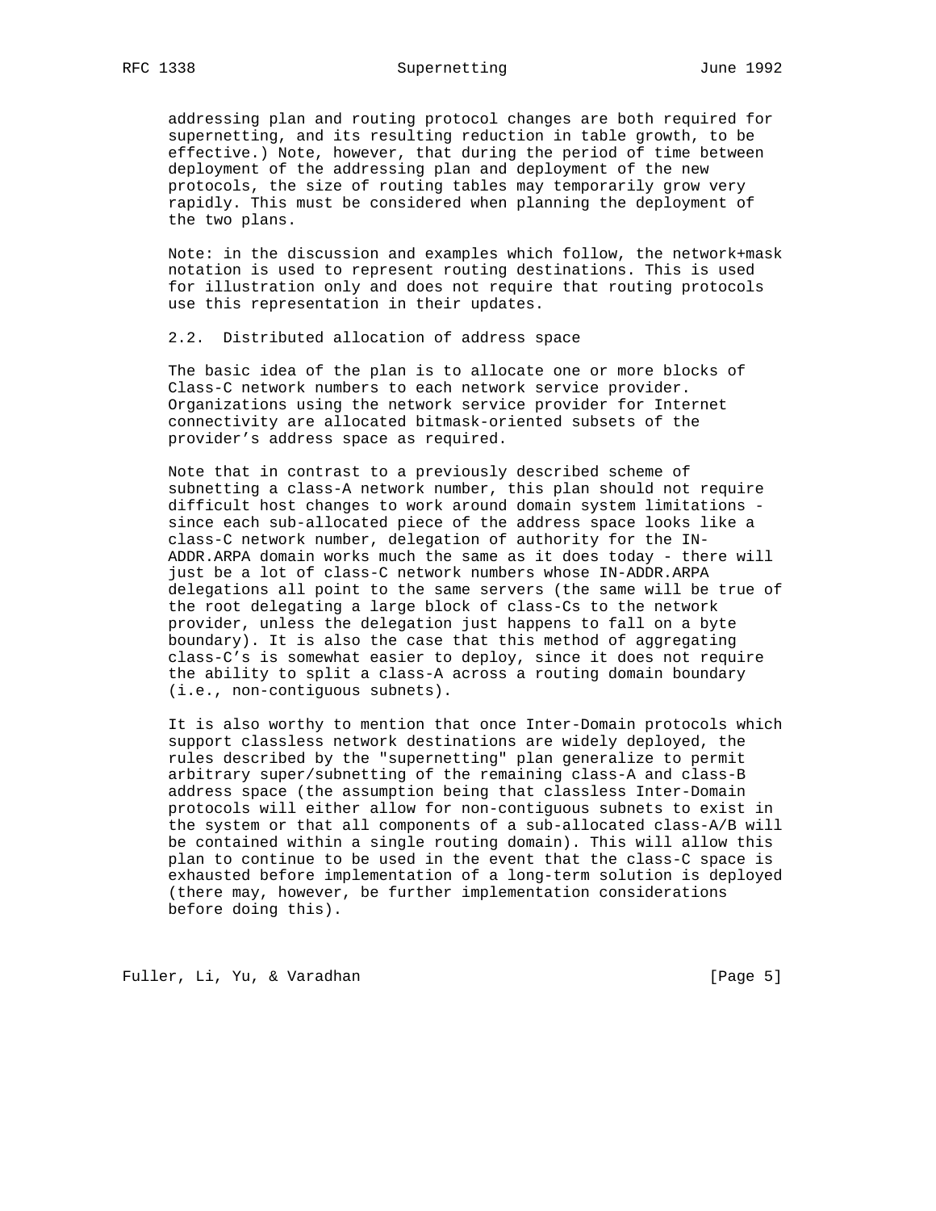addressing plan and routing protocol changes are both required for supernetting, and its resulting reduction in table growth, to be effective.) Note, however, that during the period of time between deployment of the addressing plan and deployment of the new protocols, the size of routing tables may temporarily grow very rapidly. This must be considered when planning the deployment of the two plans.

Note: in the discussion and examples which follow, the network+mask notation is used to represent routing destinations. This is used for illustration only and does not require that routing protocols use this representation in their updates.

## 2.2. Distributed allocation of address space

The basic idea of the plan is to allocate one or more blocks of Class-C network numbers to each network service provider. Organizations using the network service provider for Internet connectivity are allocated bitmask-oriented subsets of the provider's address space as required.

Note that in contrast to a previously described scheme of subnetting a class-A network number, this plan should not require difficult host changes to work around domain system limitations - since each sub-allocated piece of the address space looks like a class-C network number, delegation of authority for the IN-ADDR.ARPA domain works much the same as it does today - there will just be a lot of class-C network numbers whose IN-ADDR.ARPA delegations all point to the same servers (the same will be true of the root delegating a large block of class-Cs to the network provider, unless the delegation just happens to fall on a byte boundary). It is also the case that this method of aggregating class-C's is somewhat easier to deploy, since it does not require the ability to split a class-A across a routing domain boundary (i.e., non-contiguous subnets).

It is also worthy to mention that once Inter-Domain protocols which support classless network destinations are widely deployed, the rules described by the "supernetting" plan generalize to permit arbitrary super/subnetting of the remaining class-A and class-B address space (the assumption being that classless Inter-Domain protocols will either allow for non-contiguous subnets to exist in the system or that all components of a sub-allocated class-A/B will be contained within a single routing domain). This will allow this plan to continue to be used in the event that the class-C space is exhausted before implementation of a long-term solution is deployed (there may, however, be further implementation considerations before doing this).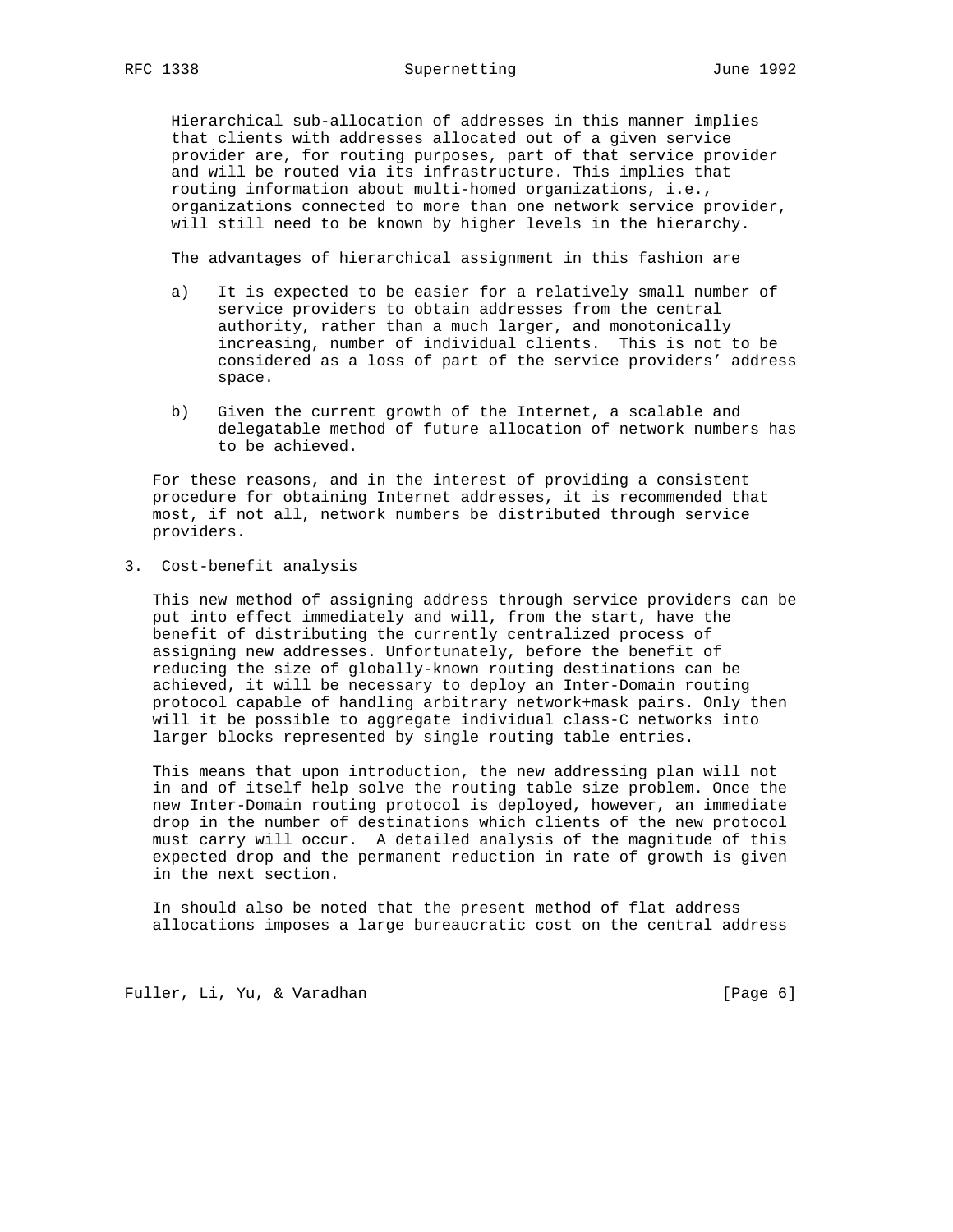Hierarchical sub-allocation of addresses in this manner implies that clients with addresses allocated out of a given service provider are, for routing purposes, part of that service provider and will be routed via its infrastructure. This implies that routing information about multi-homed organizations, i.e., organizations connected to more than one network service provider, will still need to be known by higher levels in the hierarchy.

The advantages of hierarchical assignment in this fashion are

a) It is expected to be easier for a relatively small number of service providers to obtain addresses from the central authority, rather than a much larger, and monotonically increasing, number of individual clients. This is not to be considered as a loss of part of the service providers' address space.

b) Given the current growth of the Internet, a scalable and delegatable method of future allocation of network numbers has to be achieved.

For these reasons, and in the interest of providing a consistent procedure for obtaining Internet addresses, it is recommended that most, if not all, network numbers be distributed through service providers.

## 3. Cost-benefit analysis

This new method of assigning address through service providers can be put into effect immediately and will, from the start, have the benefit of distributing the currently centralized process of assigning new addresses. Unfortunately, before the benefit of reducing the size of globally-known routing destinations can be achieved, it will be necessary to deploy an Inter-Domain routing protocol capable of handling arbitrary network+mask pairs. Only then will it be possible to aggregate individual class-C networks into larger blocks represented by single routing table entries.

This means that upon introduction, the new addressing plan will not in and of itself help solve the routing table size problem. Once the new Inter-Domain routing protocol is deployed, however, an immediate drop in the number of destinations which clients of the new protocol must carry will occur. A detailed analysis of the magnitude of this expected drop and the permanent reduction in rate of growth is given in the next section.

In should also be noted that the present method of flat address allocations imposes a large bureaucratic cost on the central address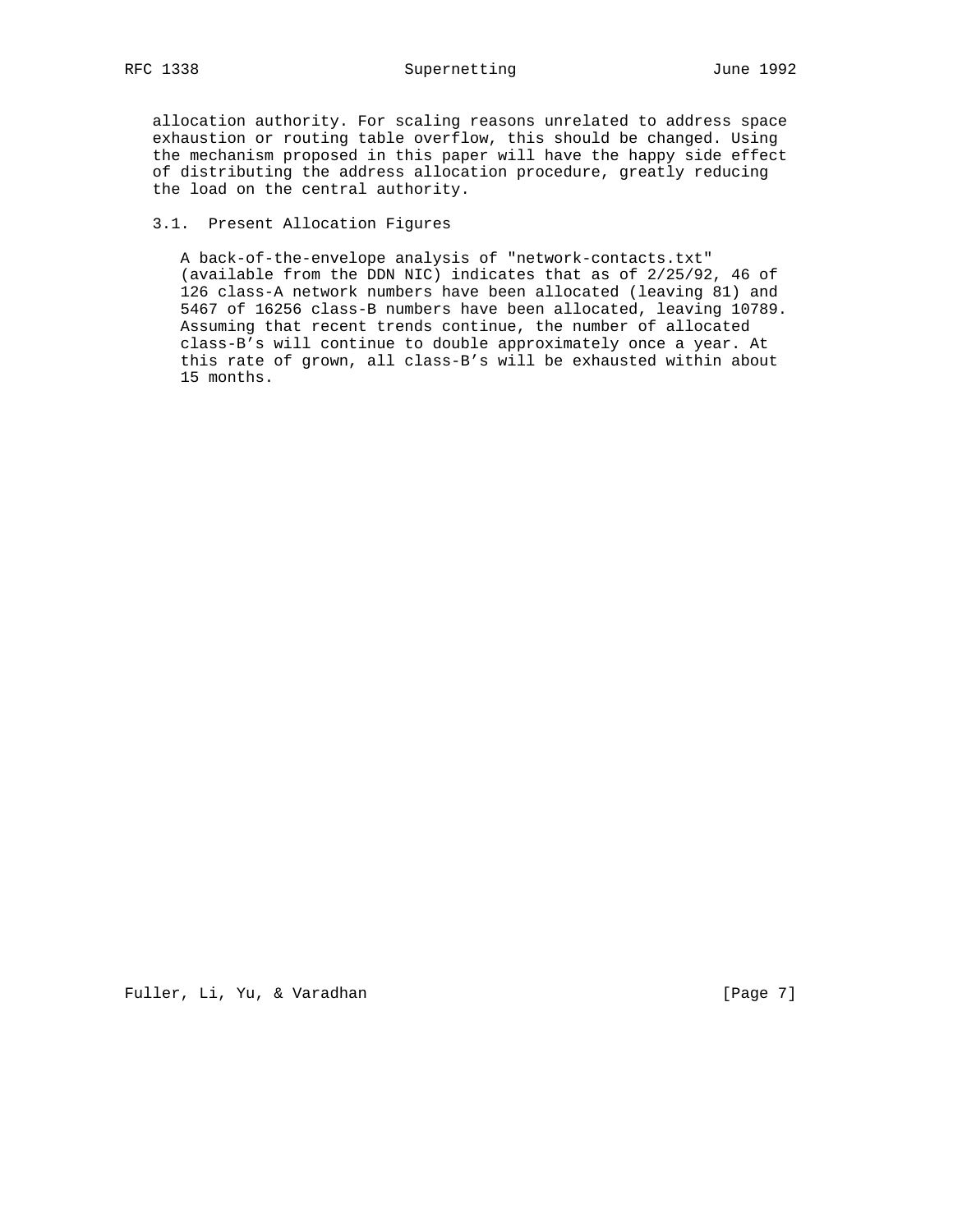allocation authority. For scaling reasons unrelated to address space exhaustion or routing table overflow, this should be changed. Using the mechanism proposed in this paper will have the happy side effect of distributing the address allocation procedure, greatly reducing the load on the central authority.

### 3.1. Present Allocation Figures

A back-of-the-envelope analysis of "network-contacts.txt" (available from the DDN NIC) indicates that as of 2/25/92, 46 of 126 class-A network numbers have been allocated (leaving 81) and 5467 of 16256 class-B numbers have been allocated, leaving 10789. Assuming that recent trends continue, the number of allocated class-B's will continue to double approximately once a year. At this rate of grown, all class-B's will be exhausted within about 15 months.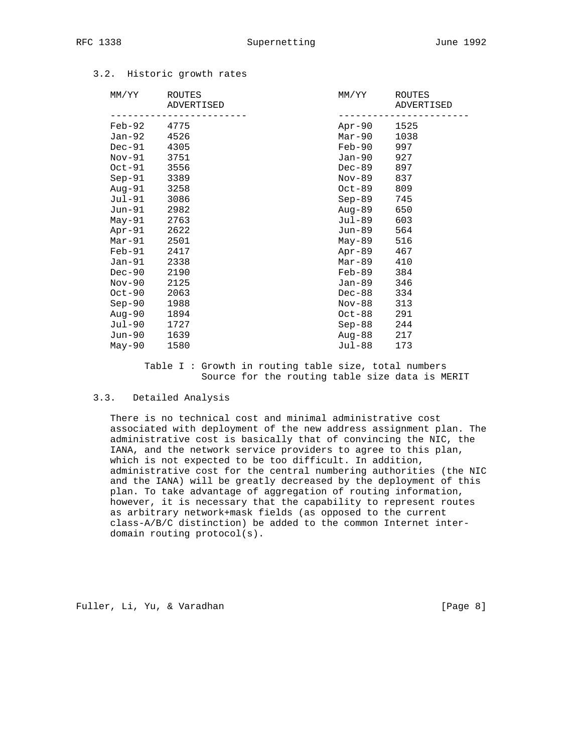### 3.2. Historic growth rates

| MM/YY | ROUTES ADVERTISED | MM/YY | ROUTES ADVERTISED |
|---|---|---|---|
| Feb-92 | 4775 | Apr-90 | 1525 |
| Jan-92 | 4526 | Mar-90 | 1038 |
| Dec-91 | 4305 | Feb-90 | 997 |
| Nov-91 | 3751 | Jan-90 | 927 |
| Oct-91 | 3556 | Dec-89 | 897 |
| Sep-91 | 3389 | Nov-89 | 837 |
| Aug-91 | 3258 | Oct-89 | 809 |
| Jul-91 | 3086 | Sep-89 | 745 |
| Jun-91 | 2982 | Aug-89 | 650 |
| May-91 | 2763 | Jul-89 | 603 |
| Apr-91 | 2622 | Jun-89 | 564 |
| Mar-91 | 2501 | May-89 | 516 |
| Feb-91 | 2417 | Apr-89 | 467 |
| Jan-91 | 2338 | Mar-89 | 410 |
| Dec-90 | 2190 | Feb-89 | 384 |
| Nov-90 | 2125 | Jan-89 | 346 |
| Oct-90 | 2063 | Dec-88 | 334 |
| Sep-90 | 1988 | Nov-88 | 313 |
| Aug-90 | 1894 | Oct-88 | 291 |
| Jul-90 | 1727 | Sep-88 | 244 |
| Jun-90 | 1639 | Aug-88 | 217 |
| May-90 | 1580 | Jul-88 | 173 |

Table I : Growth in routing table size, total numbers
Source for the routing table size data is MERIT

### 3.3. Detailed Analysis

There is no technical cost and minimal administrative cost associated with deployment of the new address assignment plan. The administrative cost is basically that of convincing the NIC, the IANA, and the network service providers to agree to this plan, which is not expected to be too difficult. In addition, administrative cost for the central numbering authorities (the NIC and the IANA) will be greatly decreased by the deployment of this plan. To take advantage of aggregation of routing information, however, it is necessary that the capability to represent routes as arbitrary network+mask fields (as opposed to the current class-A/B/C distinction) be added to the common Internet inter-domain routing protocol(s).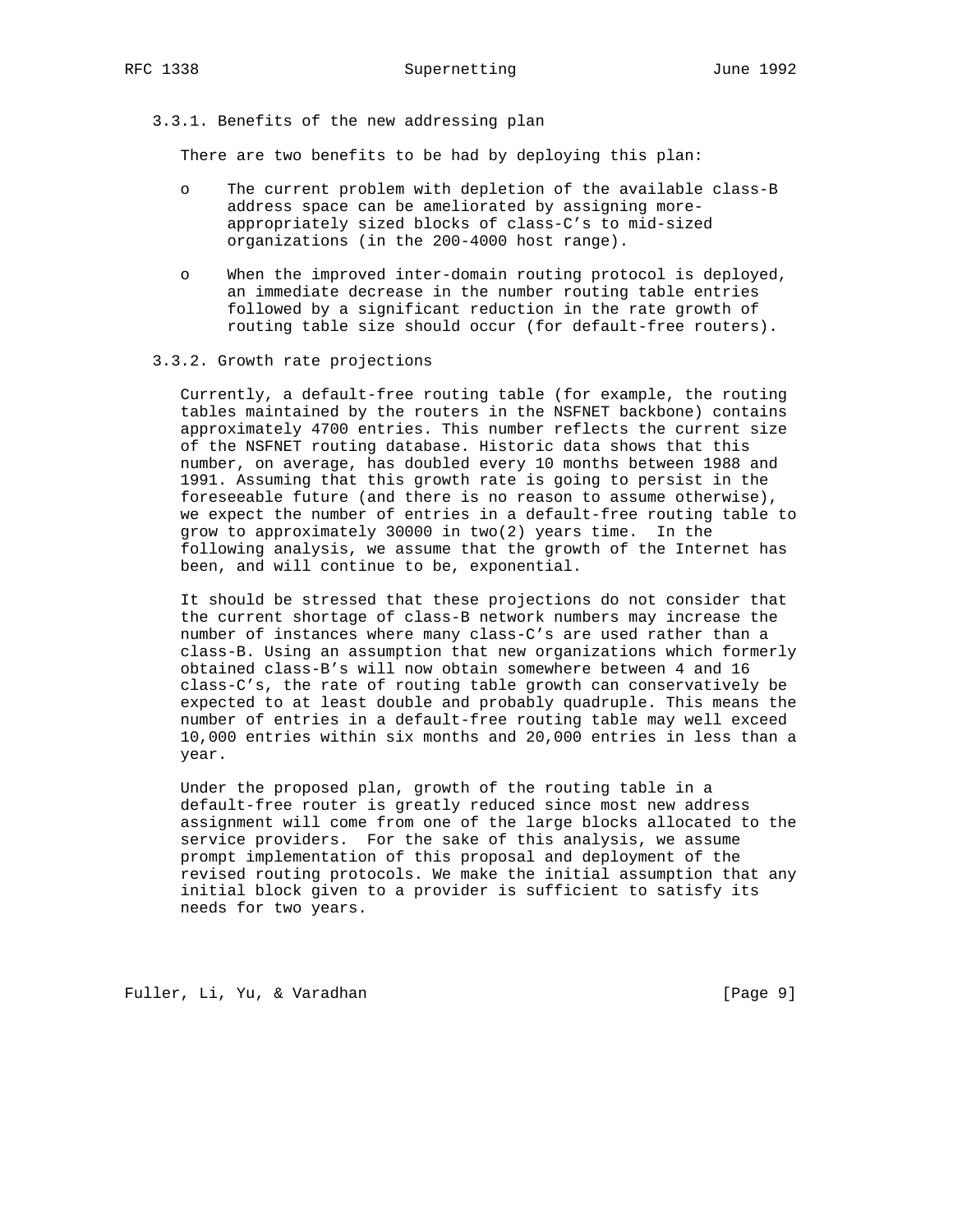### 3.3.1. Benefits of the new addressing plan

There are two benefits to be had by deploying this plan:

- The current problem with depletion of the available class-B address space can be ameliorated by assigning more-appropriately sized blocks of class-C's to mid-sized organizations (in the 200-4000 host range).
- When the improved inter-domain routing protocol is deployed, an immediate decrease in the number routing table entries followed by a significant reduction in the rate growth of routing table size should occur (for default-free routers).

### 3.3.2. Growth rate projections

Currently, a default-free routing table (for example, the routing tables maintained by the routers in the NSFNET backbone) contains approximately 4700 entries. This number reflects the current size of the NSFNET routing database. Historic data shows that this number, on average, has doubled every 10 months between 1988 and 1991. Assuming that this growth rate is going to persist in the foreseeable future (and there is no reason to assume otherwise), we expect the number of entries in a default-free routing table to grow to approximately 30000 in two(2) years time. In the following analysis, we assume that the growth of the Internet has been, and will continue to be, exponential.

It should be stressed that these projections do not consider that the current shortage of class-B network numbers may increase the number of instances where many class-C's are used rather than a class-B. Using an assumption that new organizations which formerly obtained class-B's will now obtain somewhere between 4 and 16 class-C's, the rate of routing table growth can conservatively be expected to at least double and probably quadruple. This means the number of entries in a default-free routing table may well exceed 10,000 entries within six months and 20,000 entries in less than a year.

Under the proposed plan, growth of the routing table in a default-free router is greatly reduced since most new address assignment will come from one of the large blocks allocated to the service providers. For the sake of this analysis, we assume prompt implementation of this proposal and deployment of the revised routing protocols. We make the initial assumption that any initial block given to a provider is sufficient to satisfy its needs for two years.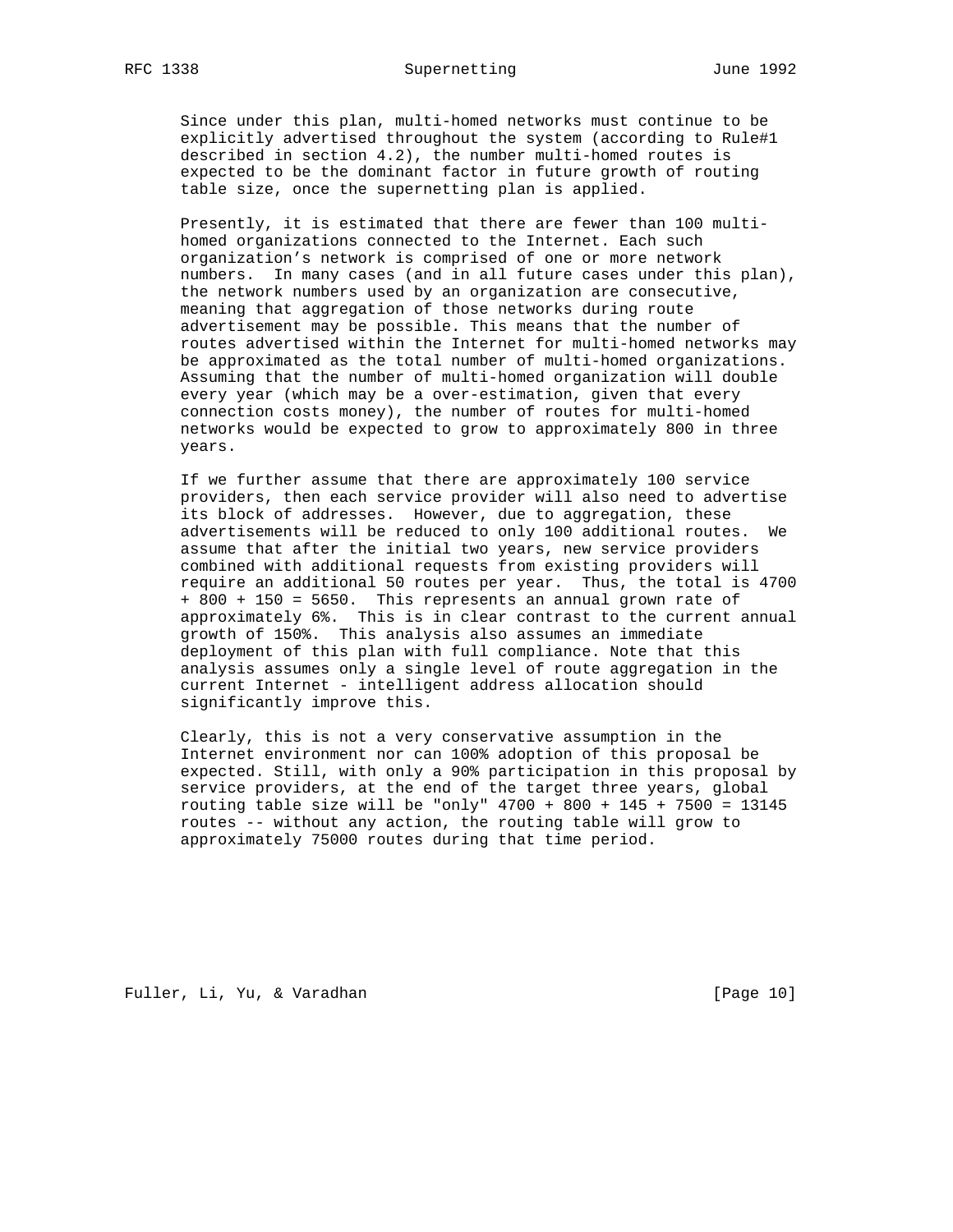Since under this plan, multi-homed networks must continue to be explicitly advertised throughout the system (according to Rule#1 described in section 4.2), the number multi-homed routes is expected to be the dominant factor in future growth of routing table size, once the supernetting plan is applied.

Presently, it is estimated that there are fewer than 100 multi-homed organizations connected to the Internet. Each such organization's network is comprised of one or more network numbers. In many cases (and in all future cases under this plan), the network numbers used by an organization are consecutive, meaning that aggregation of those networks during route advertisement may be possible. This means that the number of routes advertised within the Internet for multi-homed networks may be approximated as the total number of multi-homed organizations. Assuming that the number of multi-homed organization will double every year (which may be a over-estimation, given that every connection costs money), the number of routes for multi-homed networks would be expected to grow to approximately 800 in three years.

If we further assume that there are approximately 100 service providers, then each service provider will also need to advertise its block of addresses. However, due to aggregation, these advertisements will be reduced to only 100 additional routes. We assume that after the initial two years, new service providers combined with additional requests from existing providers will require an additional 50 routes per year. Thus, the total is 4700 + 800 + 150 = 5650. This represents an annual grown rate of approximately 6%. This is in clear contrast to the current annual growth of 150%. This analysis also assumes an immediate deployment of this plan with full compliance. Note that this analysis assumes only a single level of route aggregation in the current Internet - intelligent address allocation should significantly improve this.

Clearly, this is not a very conservative assumption in the Internet environment nor can 100% adoption of this proposal be expected. Still, with only a 90% participation in this proposal by service providers, at the end of the target three years, global routing table size will be "only" 4700 + 800 + 145 + 7500 = 13145 routes -- without any action, the routing table will grow to approximately 75000 routes during that time period.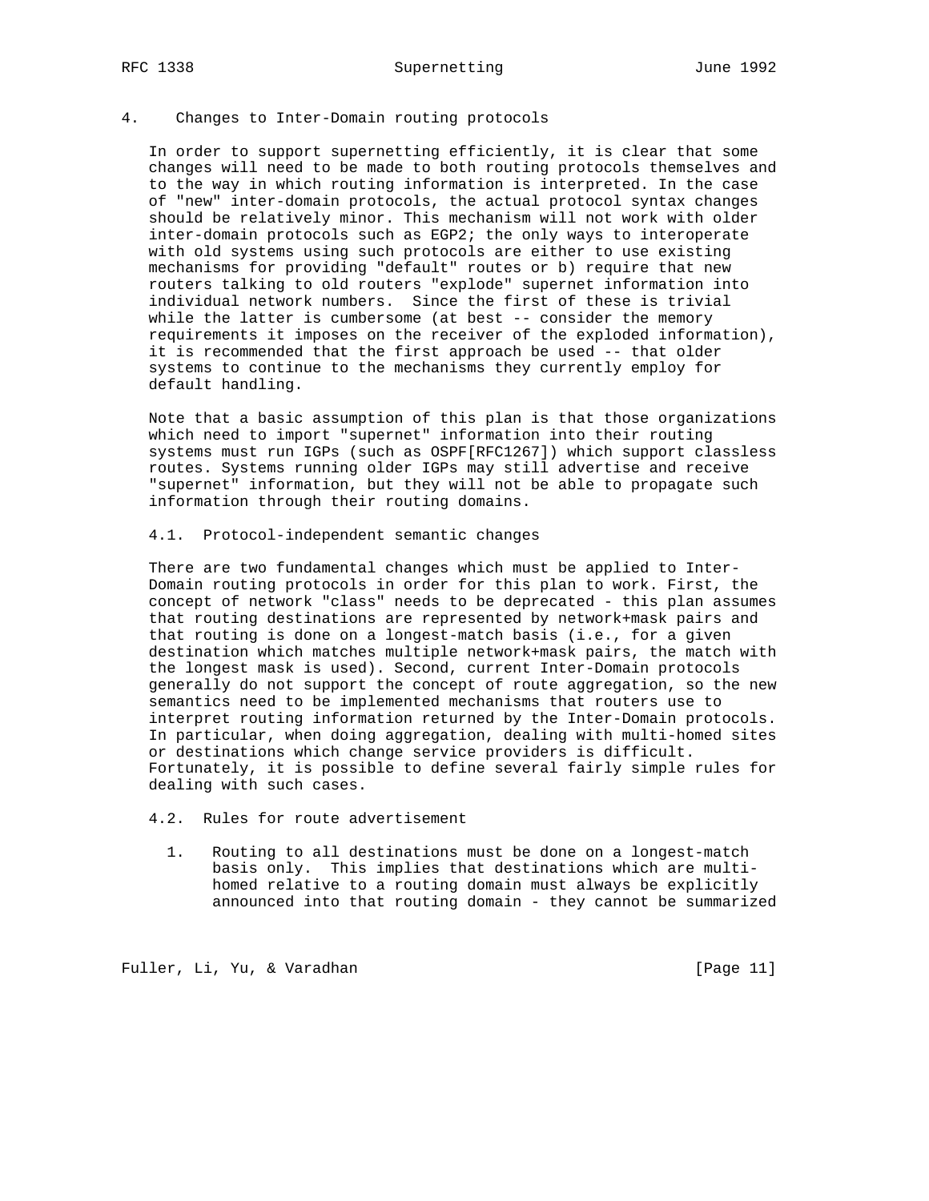## 4. Changes to Inter-Domain routing protocols

In order to support supernetting efficiently, it is clear that some changes will need to be made to both routing protocols themselves and to the way in which routing information is interpreted. In the case of "new" inter-domain protocols, the actual protocol syntax changes should be relatively minor. This mechanism will not work with older inter-domain protocols such as EGP2; the only ways to interoperate with old systems using such protocols are either to use existing mechanisms for providing "default" routes or b) require that new routers talking to old routers "explode" supernet information into individual network numbers. Since the first of these is trivial while the latter is cumbersome (at best -- consider the memory requirements it imposes on the receiver of the exploded information), it is recommended that the first approach be used -- that older systems to continue to the mechanisms they currently employ for default handling.

Note that a basic assumption of this plan is that those organizations which need to import "supernet" information into their routing systems must run IGPs (such as OSPF[RFC1267]) which support classless routes. Systems running older IGPs may still advertise and receive "supernet" information, but they will not be able to propagate such information through their routing domains.

### 4.1. Protocol-independent semantic changes

There are two fundamental changes which must be applied to Inter-Domain routing protocols in order for this plan to work. First, the concept of network "class" needs to be deprecated - this plan assumes that routing destinations are represented by network+mask pairs and that routing is done on a longest-match basis (i.e., for a given destination which matches multiple network+mask pairs, the match with the longest mask is used). Second, current Inter-Domain protocols generally do not support the concept of route aggregation, so the new semantics need to be implemented mechanisms that routers use to interpret routing information returned by the Inter-Domain protocols. In particular, when doing aggregation, dealing with multi-homed sites or destinations which change service providers is difficult. Fortunately, it is possible to define several fairly simple rules for dealing with such cases.

### 4.2. Rules for route advertisement

1. Routing to all destinations must be done on a longest-match basis only. This implies that destinations which are multi-homed relative to a routing domain must always be explicitly announced into that routing domain - they cannot be summarized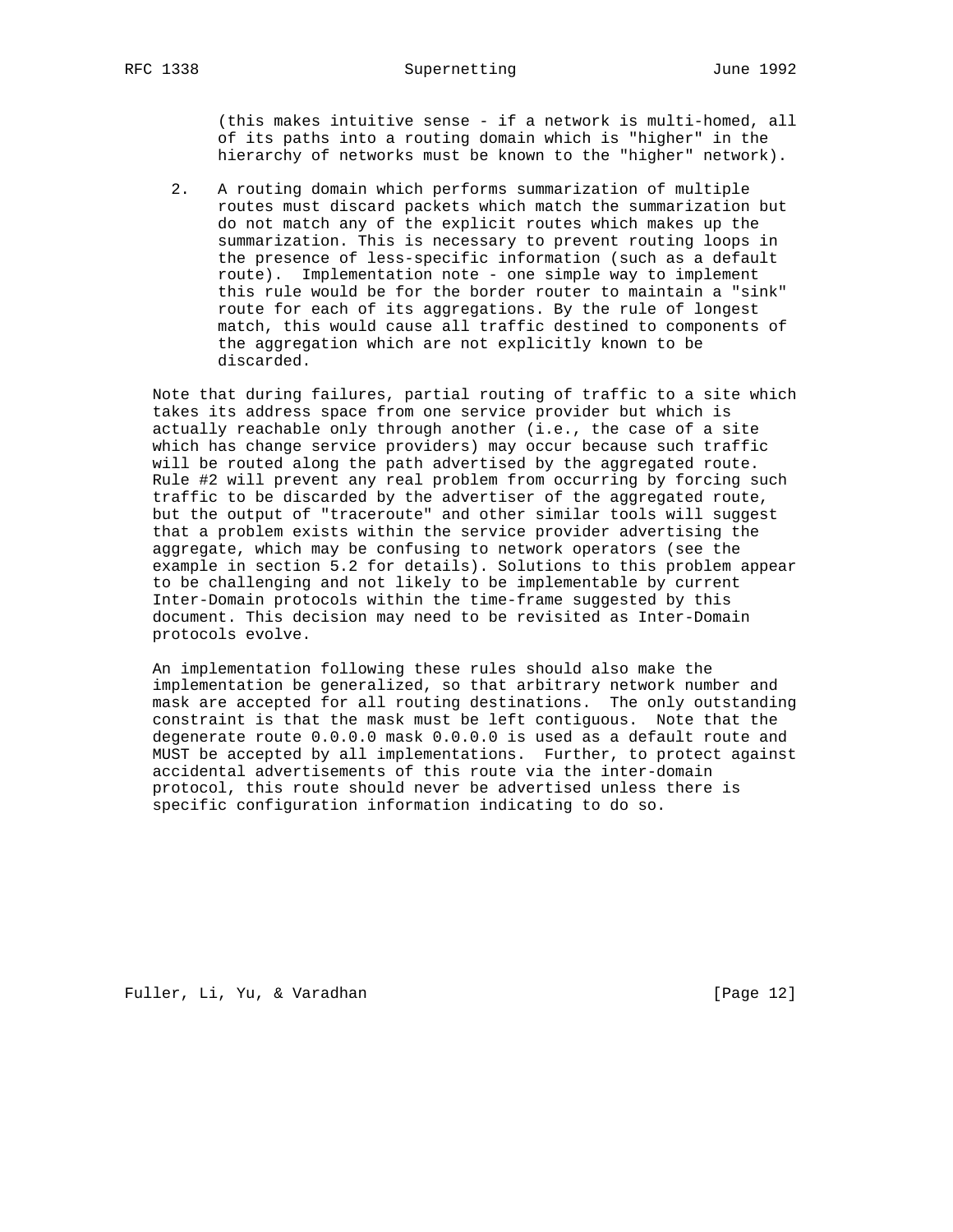(this makes intuitive sense - if a network is multi-homed, all of its paths into a routing domain which is "higher" in the hierarchy of networks must be known to the "higher" network).

2. A routing domain which performs summarization of multiple routes must discard packets which match the summarization but do not match any of the explicit routes which makes up the summarization. This is necessary to prevent routing loops in the presence of less-specific information (such as a default route). Implementation note - one simple way to implement this rule would be for the border router to maintain a "sink" route for each of its aggregations. By the rule of longest match, this would cause all traffic destined to components of the aggregation which are not explicitly known to be discarded.

Note that during failures, partial routing of traffic to a site which takes its address space from one service provider but which is actually reachable only through another (i.e., the case of a site which has change service providers) may occur because such traffic will be routed along the path advertised by the aggregated route. Rule #2 will prevent any real problem from occurring by forcing such traffic to be discarded by the advertiser of the aggregated route, but the output of "traceroute" and other similar tools will suggest that a problem exists within the service provider advertising the aggregate, which may be confusing to network operators (see the example in section 5.2 for details). Solutions to this problem appear to be challenging and not likely to be implementable by current Inter-Domain protocols within the time-frame suggested by this document. This decision may need to be revisited as Inter-Domain protocols evolve.

An implementation following these rules should also make the implementation be generalized, so that arbitrary network number and mask are accepted for all routing destinations. The only outstanding constraint is that the mask must be left contiguous. Note that the degenerate route 0.0.0.0 mask 0.0.0.0 is used as a default route and MUST be accepted by all implementations. Further, to protect against accidental advertisements of this route via the inter-domain protocol, this route should never be advertised unless there is specific configuration information indicating to do so.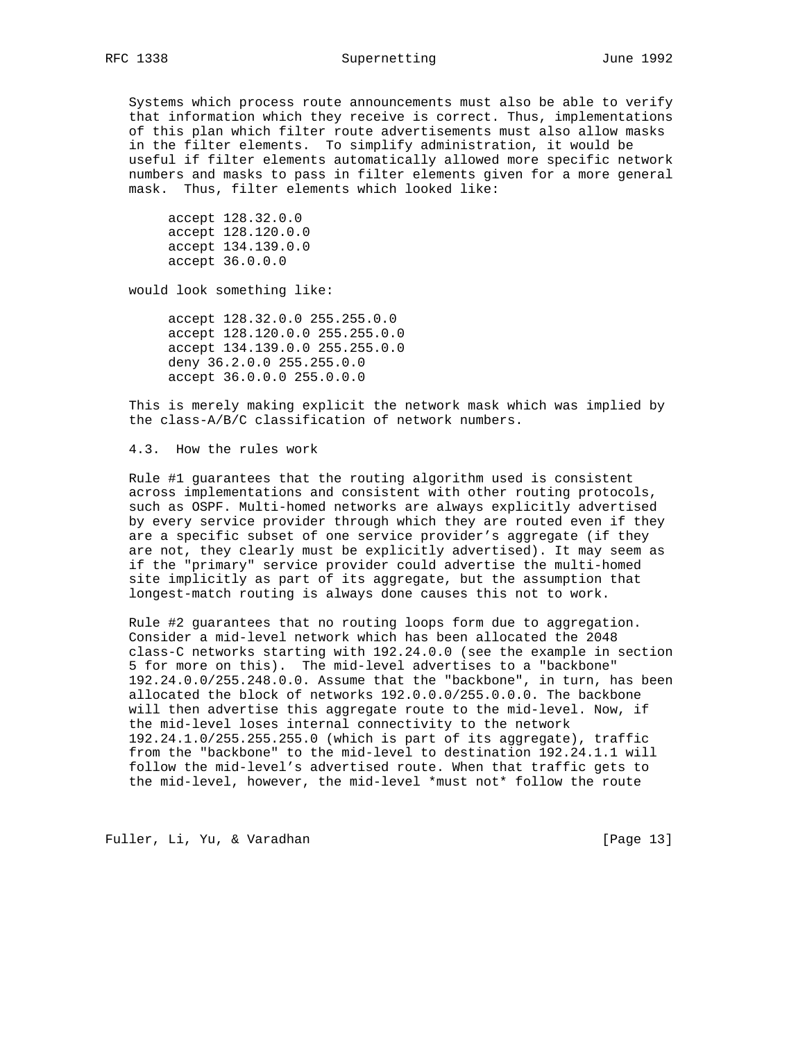Systems which process route announcements must also be able to verify that information which they receive is correct. Thus, implementations of this plan which filter route advertisements must also allow masks in the filter elements. To simplify administration, it would be useful if filter elements automatically allowed more specific network numbers and masks to pass in filter elements given for a more general mask. Thus, filter elements which looked like:

```
accept 128.32.0.0
accept 128.120.0.0
accept 134.139.0.0
accept 36.0.0.0
```

would look something like:

```
accept 128.32.0.0 255.255.0.0
accept 128.120.0.0 255.255.0.0
accept 134.139.0.0 255.255.0.0
deny 36.2.0.0 255.255.0.0
accept 36.0.0.0 255.0.0.0
```

This is merely making explicit the network mask which was implied by the class-A/B/C classification of network numbers.

### 4.3. How the rules work

Rule #1 guarantees that the routing algorithm used is consistent across implementations and consistent with other routing protocols, such as OSPF. Multi-homed networks are always explicitly advertised by every service provider through which they are routed even if they are a specific subset of one service provider's aggregate (if they are not, they clearly must be explicitly advertised). It may seem as if the "primary" service provider could advertise the multi-homed site implicitly as part of its aggregate, but the assumption that longest-match routing is always done causes this not to work.

Rule #2 guarantees that no routing loops form due to aggregation. Consider a mid-level network which has been allocated the 2048 class-C networks starting with 192.24.0.0 (see the example in section 5 for more on this). The mid-level advertises to a "backbone" 192.24.0.0/255.248.0.0. Assume that the "backbone", in turn, has been allocated the block of networks 192.0.0.0/255.0.0.0. The backbone will then advertise this aggregate route to the mid-level. Now, if the mid-level loses internal connectivity to the network 192.24.1.0/255.255.255.0 (which is part of its aggregate), traffic from the "backbone" to the mid-level to destination 192.24.1.1 will follow the mid-level's advertised route. When that traffic gets to the mid-level, however, the mid-level *must not* follow the route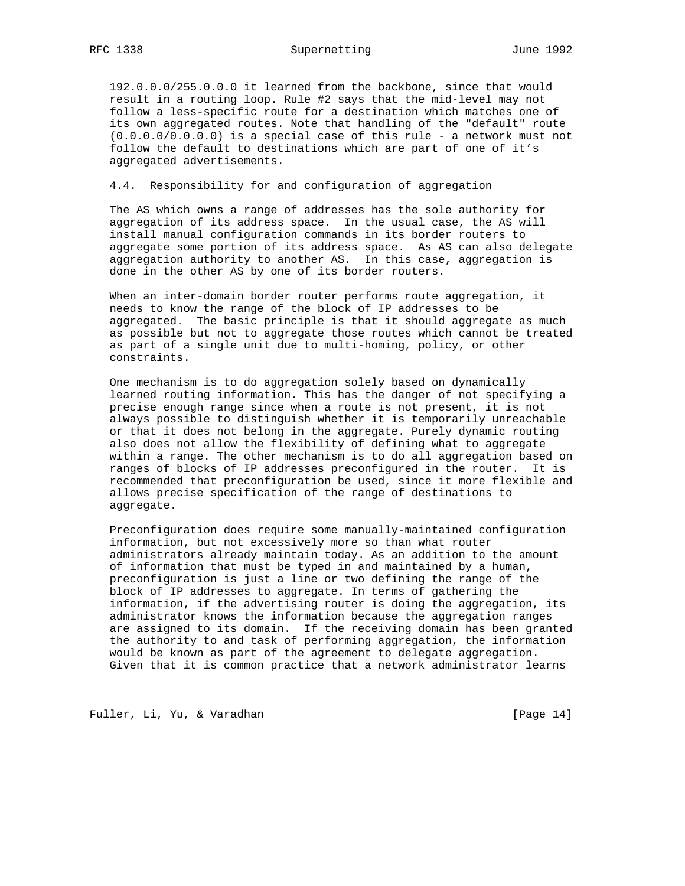192.0.0.0/255.0.0.0 it learned from the backbone, since that would result in a routing loop. Rule #2 says that the mid-level may not follow a less-specific route for a destination which matches one of its own aggregated routes. Note that handling of the "default" route (0.0.0.0/0.0.0.0) is a special case of this rule - a network must not follow the default to destinations which are part of one of it’s aggregated advertisements.

### 4.4. Responsibility for and configuration of aggregation

The AS which owns a range of addresses has the sole authority for aggregation of its address space. In the usual case, the AS will install manual configuration commands in its border routers to aggregate some portion of its address space. As AS can also delegate aggregation authority to another AS. In this case, aggregation is done in the other AS by one of its border routers.

When an inter-domain border router performs route aggregation, it needs to know the range of the block of IP addresses to be aggregated. The basic principle is that it should aggregate as much as possible but not to aggregate those routes which cannot be treated as part of a single unit due to multi-homing, policy, or other constraints.

One mechanism is to do aggregation solely based on dynamically learned routing information. This has the danger of not specifying a precise enough range since when a route is not present, it is not always possible to distinguish whether it is temporarily unreachable or that it does not belong in the aggregate. Purely dynamic routing also does not allow the flexibility of defining what to aggregate within a range. The other mechanism is to do all aggregation based on ranges of blocks of IP addresses preconfigured in the router. It is recommended that preconfiguration be used, since it more flexible and allows precise specification of the range of destinations to aggregate.

Preconfiguration does require some manually-maintained configuration information, but not excessively more so than what router administrators already maintain today. As an addition to the amount of information that must be typed in and maintained by a human, preconfiguration is just a line or two defining the range of the block of IP addresses to aggregate. In terms of gathering the information, if the advertising router is doing the aggregation, its administrator knows the information because the aggregation ranges are assigned to its domain. If the receiving domain has been granted the authority to and task of performing aggregation, the information would be known as part of the agreement to delegate aggregation. Given that it is common practice that a network administrator learns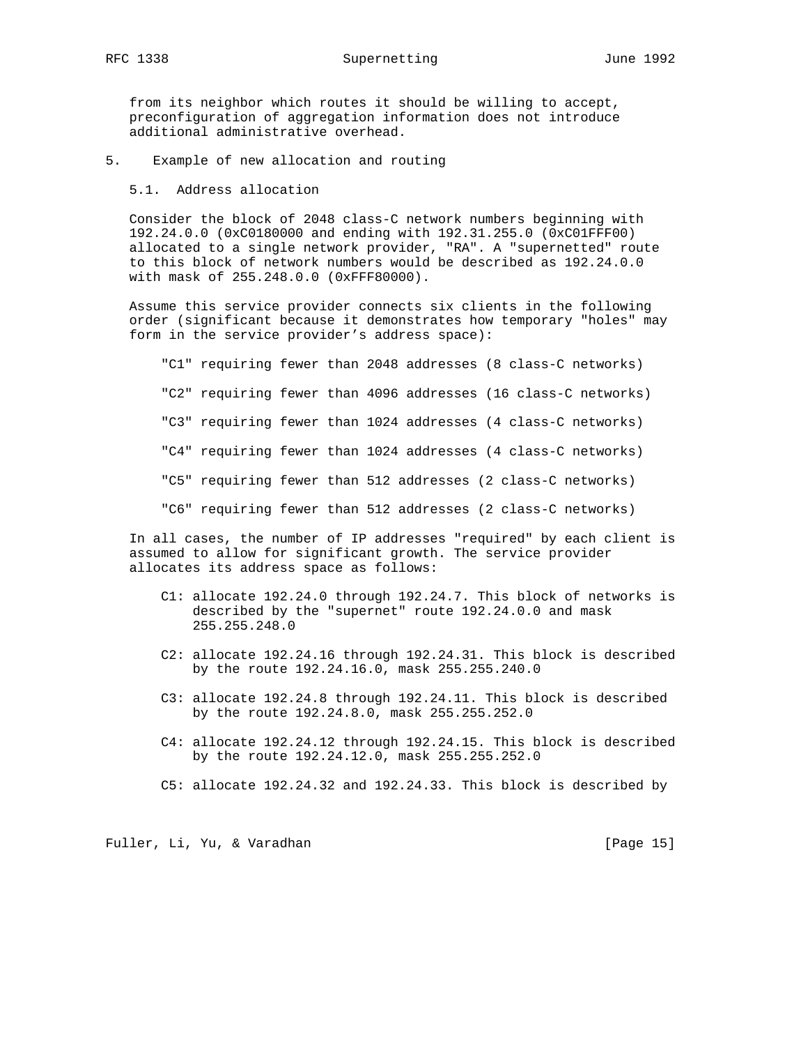from its neighbor which routes it should be willing to accept, preconfiguration of aggregation information does not introduce additional administrative overhead.

## 5. Example of new allocation and routing

### 5.1. Address allocation

Consider the block of 2048 class-C network numbers beginning with 192.24.0.0 (0xC0180000 and ending with 192.31.255.0 (0xC01FFF00) allocated to a single network provider, "RA". A "supernetted" route to this block of network numbers would be described as 192.24.0.0 with mask of 255.248.0.0 (0xFFF80000).

Assume this service provider connects six clients in the following order (significant because it demonstrates how temporary "holes" may form in the service provider's address space):

"C1" requiring fewer than 2048 addresses (8 class-C networks)

"C2" requiring fewer than 4096 addresses (16 class-C networks)

"C3" requiring fewer than 1024 addresses (4 class-C networks)

"C4" requiring fewer than 1024 addresses (4 class-C networks)

"C5" requiring fewer than 512 addresses (2 class-C networks)

"C6" requiring fewer than 512 addresses (2 class-C networks)

In all cases, the number of IP addresses "required" by each client is assumed to allow for significant growth. The service provider allocates its address space as follows:

C1: allocate 192.24.0 through 192.24.7. This block of networks is described by the "supernet" route 192.24.0.0 and mask 255.255.248.0

C2: allocate 192.24.16 through 192.24.31. This block is described by the route 192.24.16.0, mask 255.255.240.0

C3: allocate 192.24.8 through 192.24.11. This block is described by the route 192.24.8.0, mask 255.255.252.0

C4: allocate 192.24.12 through 192.24.15. This block is described by the route 192.24.12.0, mask 255.255.252.0

C5: allocate 192.24.32 and 192.24.33. This block is described by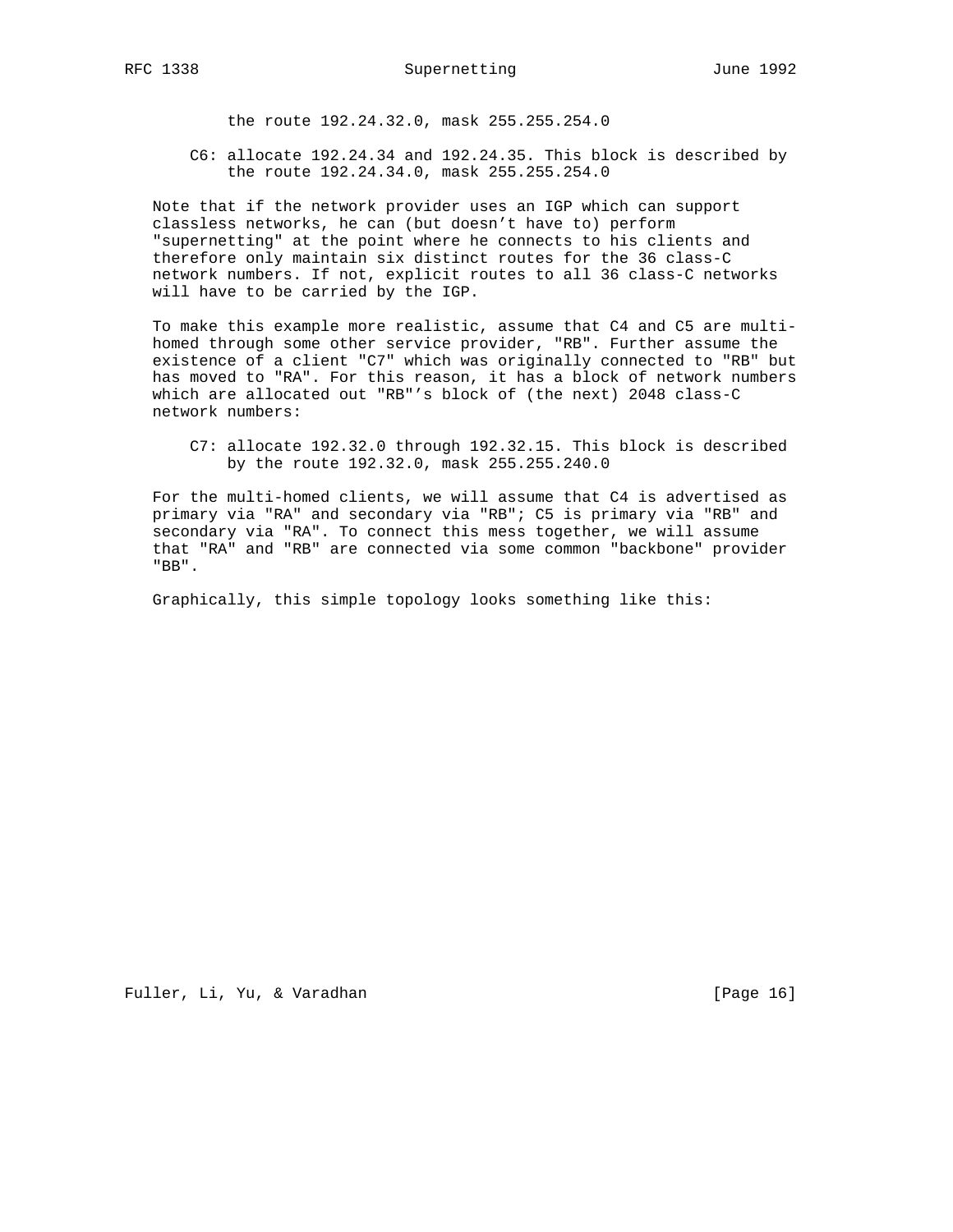the route 192.24.32.0, mask 255.255.254.0

C6: allocate 192.24.34 and 192.24.35. This block is described by the route 192.24.34.0, mask 255.255.254.0

Note that if the network provider uses an IGP which can support classless networks, he can (but doesn't have to) perform "supernetting" at the point where he connects to his clients and therefore only maintain six distinct routes for the 36 class-C network numbers. If not, explicit routes to all 36 class-C networks will have to be carried by the IGP.

To make this example more realistic, assume that C4 and C5 are multi-homed through some other service provider, "RB". Further assume the existence of a client "C7" which was originally connected to "RB" but has moved to "RA". For this reason, it has a block of network numbers which are allocated out "RB"'s block of (the next) 2048 class-C network numbers:

C7: allocate 192.32.0 through 192.32.15. This block is described by the route 192.32.0, mask 255.255.240.0

For the multi-homed clients, we will assume that C4 is advertised as primary via "RA" and secondary via "RB"; C5 is primary via "RB" and secondary via "RA". To connect this mess together, we will assume that "RA" and "RB" are connected via some common "backbone" provider "BB".

Graphically, this simple topology looks something like this: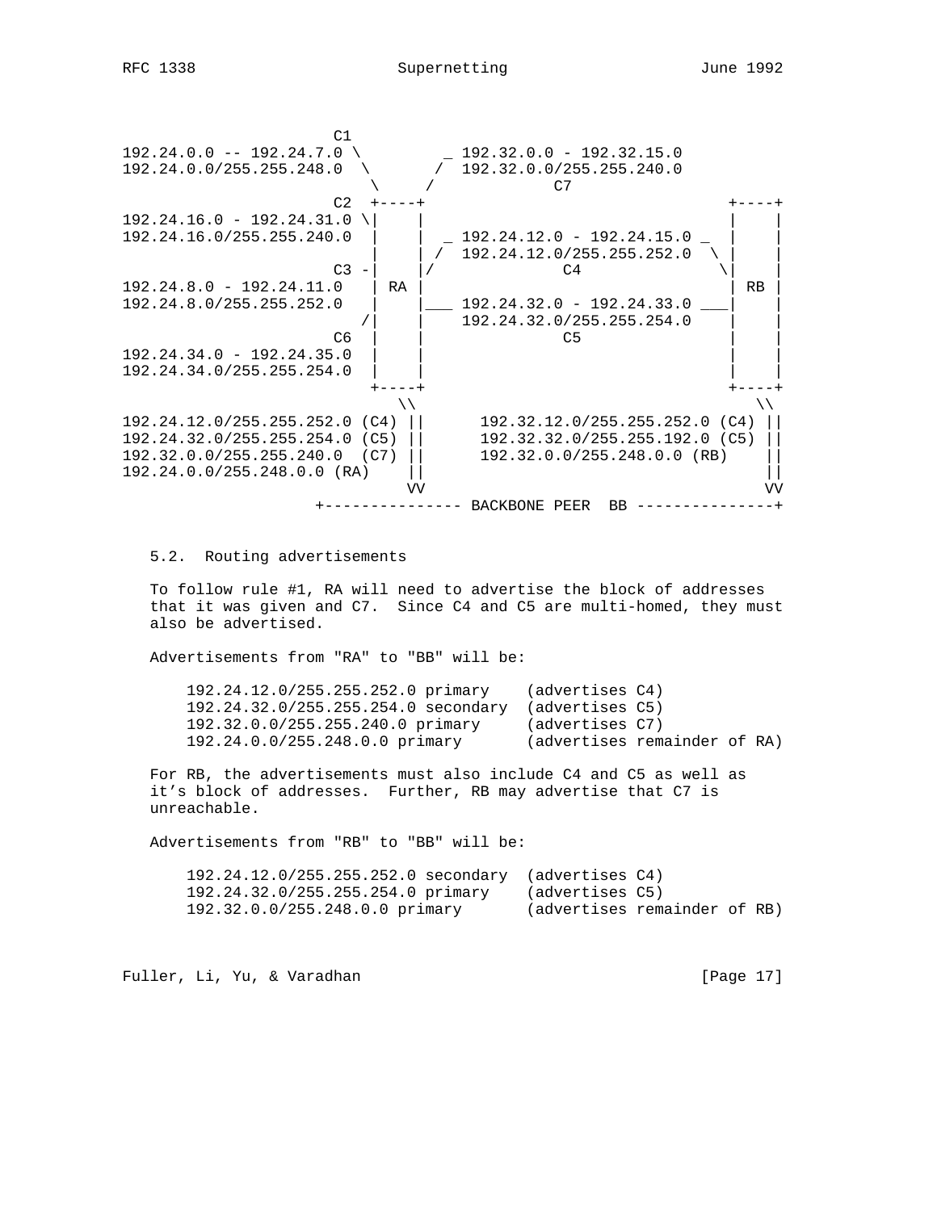```
                   C1
192.24.0.0 -- 192.24.7.0 \         _ 192.32.0.0 - 192.32.15.0
192.24.0.0/255.255.248.0  \       /  192.32.0.0/255.255.240.0
                           \     /             C7
                   C2  +----+                                  +----+
192.24.16.0 - 192.24.31.0 \|    |                                  |    |
192.24.16.0/255.255.240.0  |    |  _ 192.24.12.0 - 192.24.15.0 _   |    |
                           |    | /  192.24.12.0/255.255.252.0  \  |    |
                   C3 -|    |/              C4                \|    |
192.24.8.0 - 192.24.11.0   | RA |                                  | RB |
192.24.8.0/255.255.252.0   |    |___ 192.24.32.0 - 192.24.33.0 ___|    |
                          /|    |    192.24.32.0/255.255.254.0     |    |
                   C6  |    |              C5                     |    |
192.24.34.0 - 192.24.35.0  |    |                                  |    |
192.24.34.0/255.255.254.0  |    |                                  |    |
                       +----+                                  +----+
                          \\                                        \\
192.24.12.0/255.255.252.0 (C4) ||      192.32.12.0/255.255.252.0 (C4) ||
192.24.32.0/255.255.254.0 (C5) ||      192.32.32.0/255.255.192.0 (C5) ||
192.32.0.0/255.255.240.0  (C7) ||      192.32.0.0/255.248.0.0 (RB)    ||
192.24.0.0/255.248.0.0 (RA)    ||                                     ||
                              VV                                      VV
                     +--------------- BACKBONE PEER  BB ---------------+
```

5.2. Routing advertisements

To follow rule #1, RA will need to advertise the block of addresses that it was given and C7. Since C4 and C5 are multi-homed, they must also be advertised.

Advertisements from "RA" to "BB" will be:

```
192.24.12.0/255.255.252.0 primary    (advertises C4)
192.24.32.0/255.255.254.0 secondary  (advertises C5)
192.32.0.0/255.255.240.0 primary     (advertises C7)
192.24.0.0/255.248.0.0 primary       (advertises remainder of RA)
```

For RB, the advertisements must also include C4 and C5 as well as it's block of addresses. Further, RB may advertise that C7 is unreachable.

Advertisements from "RB" to "BB" will be:

```
192.24.12.0/255.255.252.0 secondary  (advertises C4)
192.24.32.0/255.255.254.0 primary    (advertises C5)
192.32.0.0/255.248.0.0 primary       (advertises remainder of RB)
```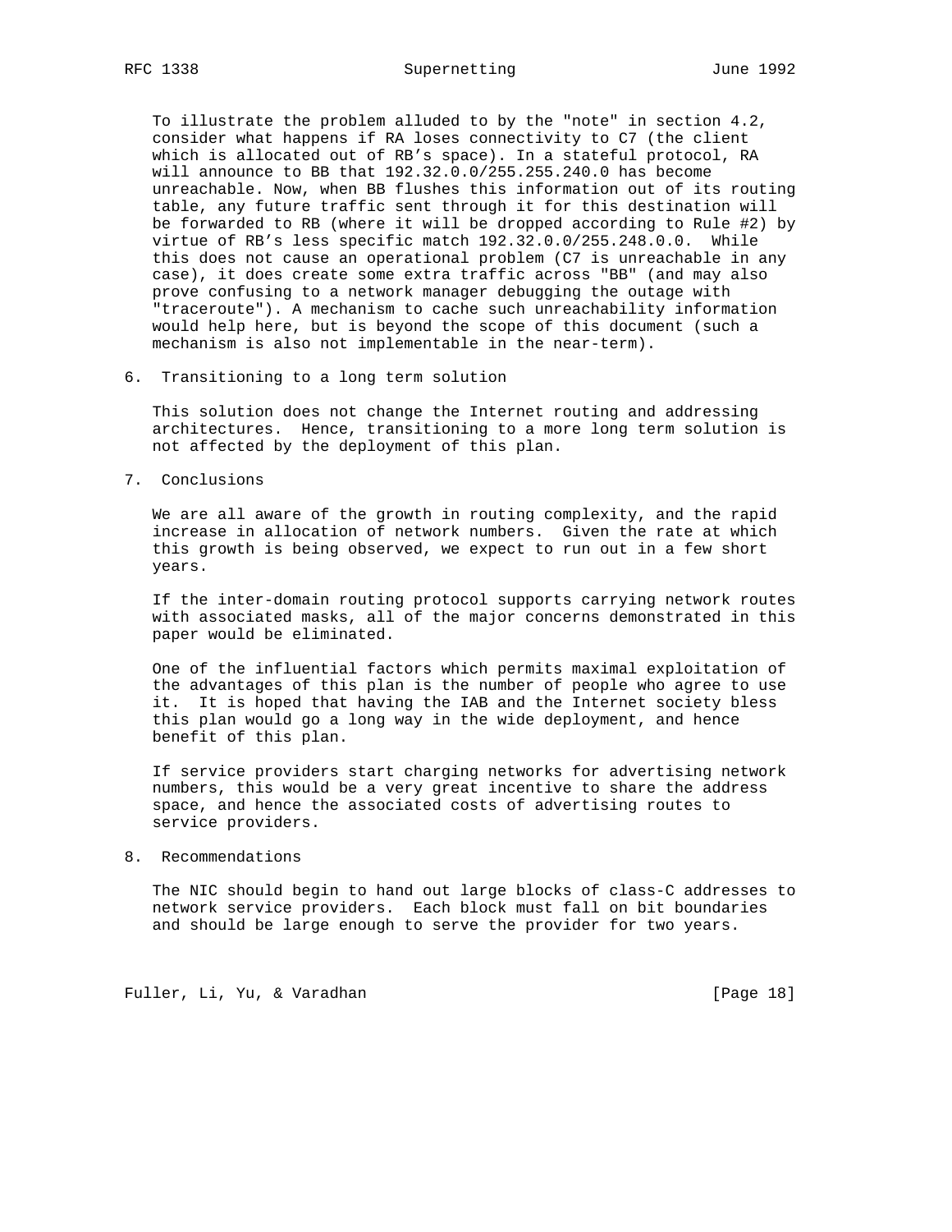To illustrate the problem alluded to by the "note" in section 4.2, consider what happens if RA loses connectivity to C7 (the client which is allocated out of RB's space). In a stateful protocol, RA will announce to BB that 192.32.0.0/255.255.240.0 has become unreachable. Now, when BB flushes this information out of its routing table, any future traffic sent through it for this destination will be forwarded to RB (where it will be dropped according to Rule #2) by virtue of RB's less specific match 192.32.0.0/255.248.0.0. While this does not cause an operational problem (C7 is unreachable in any case), it does create some extra traffic across "BB" (and may also prove confusing to a network manager debugging the outage with "traceroute"). A mechanism to cache such unreachability information would help here, but is beyond the scope of this document (such a mechanism is also not implementable in the near-term).

## 6. Transitioning to a long term solution

This solution does not change the Internet routing and addressing architectures. Hence, transitioning to a more long term solution is not affected by the deployment of this plan.

## 7. Conclusions

We are all aware of the growth in routing complexity, and the rapid increase in allocation of network numbers. Given the rate at which this growth is being observed, we expect to run out in a few short years.

If the inter-domain routing protocol supports carrying network routes with associated masks, all of the major concerns demonstrated in this paper would be eliminated.

One of the influential factors which permits maximal exploitation of the advantages of this plan is the number of people who agree to use it. It is hoped that having the IAB and the Internet society bless this plan would go a long way in the wide deployment, and hence benefit of this plan.

If service providers start charging networks for advertising network numbers, this would be a very great incentive to share the address space, and hence the associated costs of advertising routes to service providers.

## 8. Recommendations

The NIC should begin to hand out large blocks of class-C addresses to network service providers. Each block must fall on bit boundaries and should be large enough to serve the provider for two years.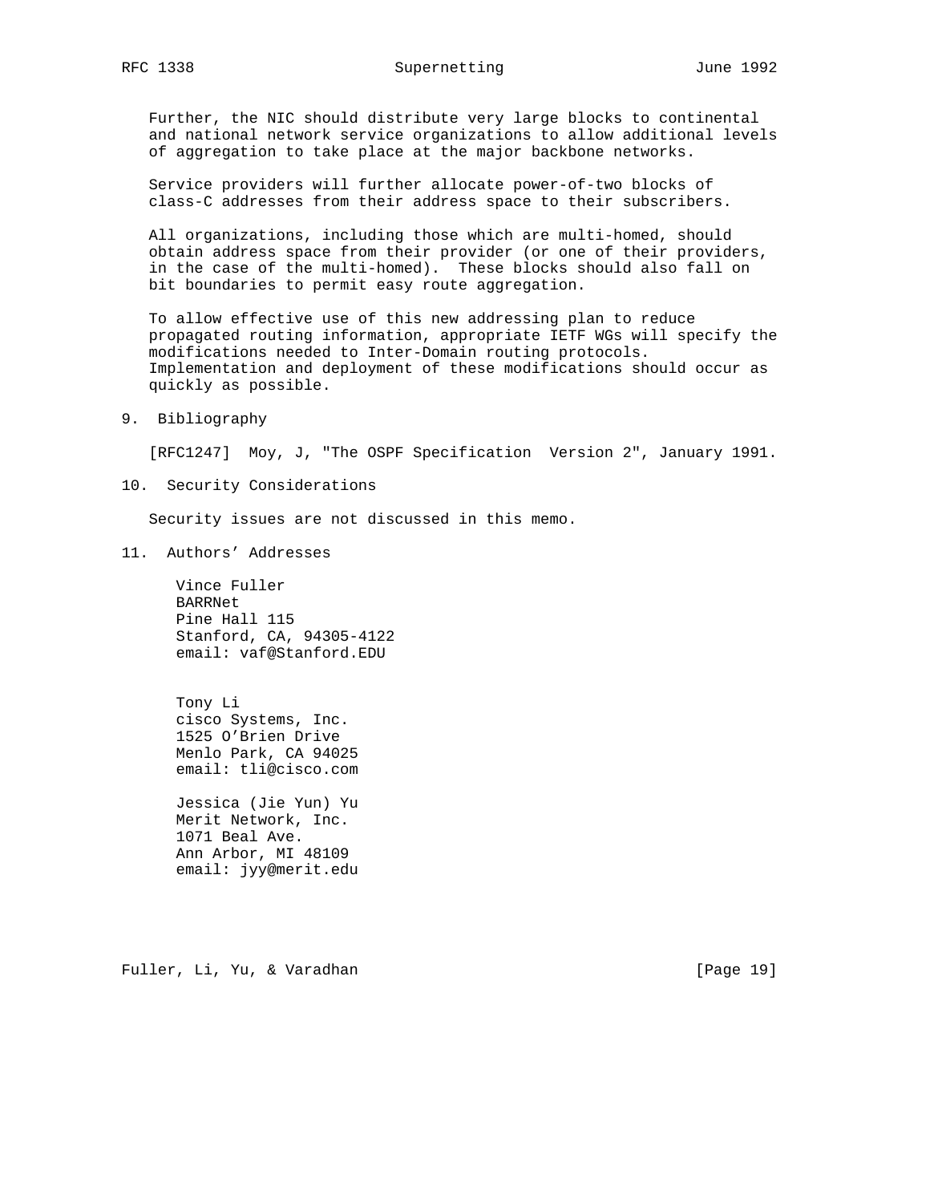Further, the NIC should distribute very large blocks to continental and national network service organizations to allow additional levels of aggregation to take place at the major backbone networks.

Service providers will further allocate power-of-two blocks of class-C addresses from their address space to their subscribers.

All organizations, including those which are multi-homed, should obtain address space from their provider (or one of their providers, in the case of the multi-homed). These blocks should also fall on bit boundaries to permit easy route aggregation.

To allow effective use of this new addressing plan to reduce propagated routing information, appropriate IETF WGs will specify the modifications needed to Inter-Domain routing protocols. Implementation and deployment of these modifications should occur as quickly as possible.

## 9. Bibliography

[RFC1247] Moy, J, "The OSPF Specification Version 2", January 1991.

## 10. Security Considerations

Security issues are not discussed in this memo.

## 11. Authors' Addresses

Vince Fuller
BARRNet
Pine Hall 115
Stanford, CA, 94305-4122
email: vaf@Stanford.EDU

Tony Li
cisco Systems, Inc.
1525 O'Brien Drive
Menlo Park, CA 94025
email: tli@cisco.com

Jessica (Jie Yun) Yu
Merit Network, Inc.
1071 Beal Ave.
Ann Arbor, MI 48109
email: jyy@merit.edu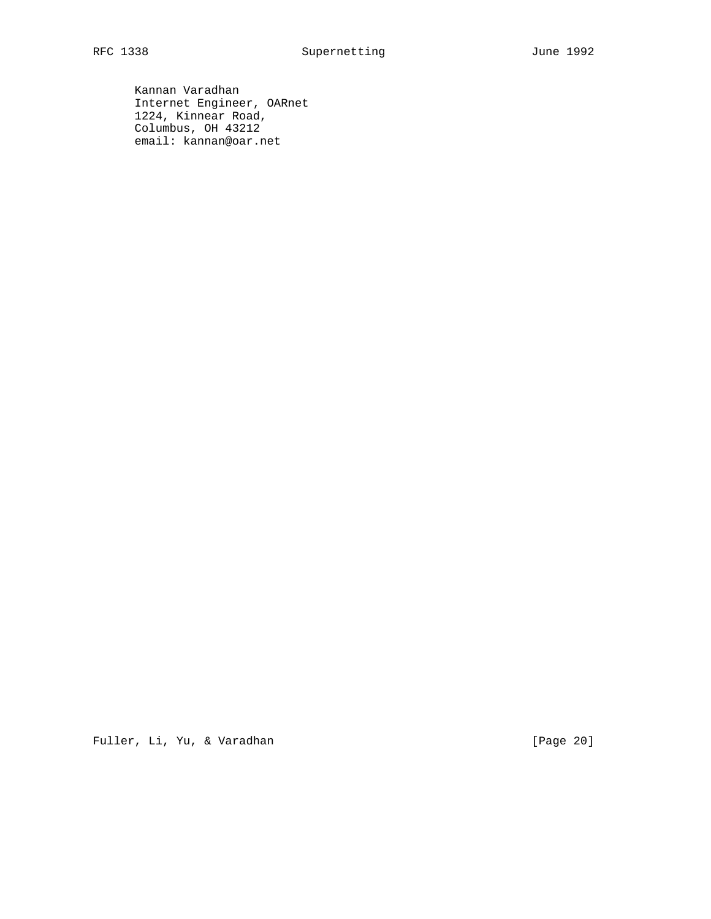Kannan Varadhan
Internet Engineer, OARnet
1224, Kinnear Road,
Columbus, OH 43212
email: kannan@oar.net